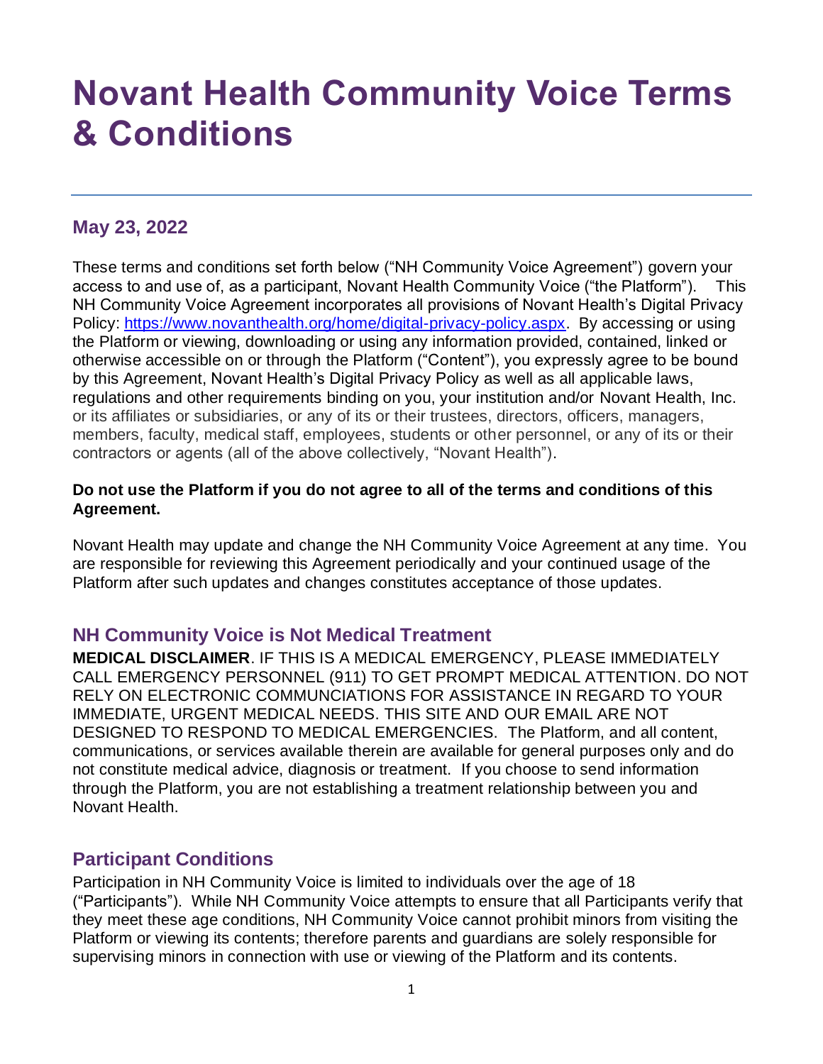# Novant Health Community Voice Terms & Conditions

## May 23, 2022

These terms and conditions set forth below ("NH Community Voice Agreement") govern your access to and use of, as a participant, Novant Health Community Voice ("the Platform"). This NH Community Voice Agreement incorporates all provisions of Novant Health's Digital Privacy Policy: [https://www.novanthealth.org/home/digital-privacy-policy.aspx](https://www.novanthealth.org/home/digital-privacy-policy.aspx). By accessing or using the Platform or viewing, downloading or using any information provided, contained, linked or otherwise accessible on or through the Platform ("Content"), you expressly agree to be bound by this Agreement, Novant Health's Digital Privacy Policy as well as all applicable laws, regulations and other requirements binding on you, your institution and/or Novant Health, Inc. or its affiliates or subsidiaries, or any of its or their trustees, directors, officers, managers, members, faculty, medical staff, employees, students or other personnel, or any of its or their contractors or agents (all of the above collectively, "Novant Health").

**Do not use the Platform if you do not agree to all of the terms and conditions of this Agreement.**

Novant Health may update and change the NH Community Voice Agreement at any time. You are responsible for reviewing this Agreement periodically and your continued usage of the Platform after such updates and changes constitutes acceptance of those updates.

## NH Community Voice is Not Medical Treatment

**MEDICAL DISCLAIMER**. IF THIS IS A MEDICAL EMERGENCY, PLEASE IMMEDIATELY CALL EMERGENCY PERSONNEL (911) TO GET PROMPT MEDICAL ATTENTION. DO NOT RELY ON ELECTRONIC COMMUNCIATIONS FOR ASSISTANCE IN REGARD TO YOUR IMMEDIATE, URGENT MEDICAL NEEDS. THIS SITE AND OUR EMAIL ARE NOT DESIGNED TO RESPOND TO MEDICAL EMERGENCIES. The Platform, and all content, communications, or services available therein are available for general purposes only and do not constitute medical advice, diagnosis or treatment. If you choose to send information through the Platform, you are not establishing a treatment relationship between you and Novant Health.

## Participant Conditions

Participation in NH Community Voice is limited to individuals over the age of 18 ("Participants"). While NH Community Voice attempts to ensure that all Participants verify that they meet these age conditions, NH Community Voice cannot prohibit minors from visiting the Platform or viewing its contents; therefore parents and guardians are solely responsible for supervising minors in connection with use or viewing of the Platform and its contents.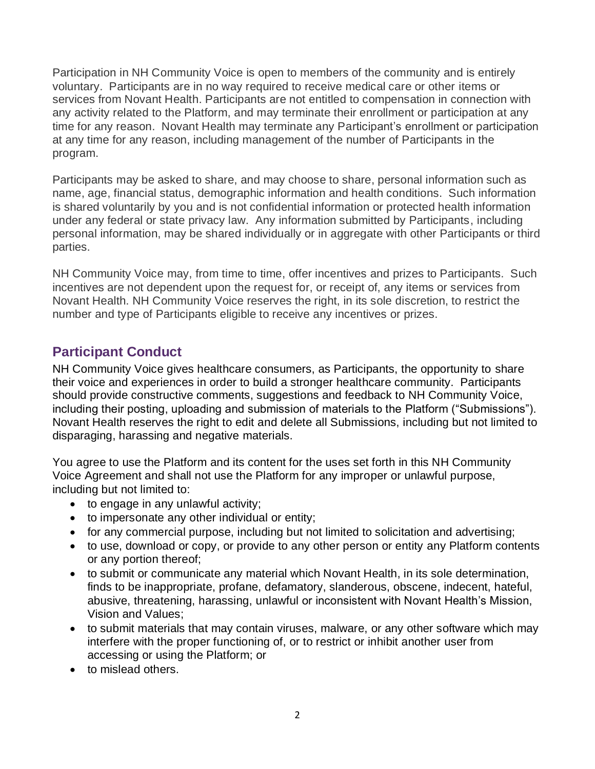Participation in NH Community Voice is open to members of the community and is entirely voluntary. Participants are in no way required to receive medical care or other items or services from Novant Health. Participants are not entitled to compensation in connection with any activity related to the Platform, and may terminate their enrollment or participation at any time for any reason. Novant Health may terminate any Participant's enrollment or participation at any time for any reason, including management of the number of Participants in the program.

Participants may be asked to share, and may choose to share, personal information such as name, age, financial status, demographic information and health conditions. Such information is shared voluntarily by you and is not confidential information or protected health information under any federal or state privacy law. Any information submitted by Participants, including personal information, may be shared individually or in aggregate with other Participants or third parties.

NH Community Voice may, from time to time, offer incentives and prizes to Participants. Such incentives are not dependent upon the request for, or receipt of, any items or services from Novant Health. NH Community Voice reserves the right, in its sole discretion, to restrict the number and type of Participants eligible to receive any incentives or prizes.

## Participant Conduct

NH Community Voice gives healthcare consumers, as Participants, the opportunity to share their voice and experiences in order to build a stronger healthcare community. Participants should provide constructive comments, suggestions and feedback to NH Community Voice, including their posting, uploading and submission of materials to the Platform ("Submissions"). Novant Health reserves the right to edit and delete all Submissions, including but not limited to disparaging, harassing and negative materials.

You agree to use the Platform and its content for the uses set forth in this NH Community Voice Agreement and shall not use the Platform for any improper or unlawful purpose, including but not limited to:

- to engage in any unlawful activity;
- to impersonate any other individual or entity;
- for any commercial purpose, including but not limited to solicitation and advertising;
- to use, download or copy, or provide to any other person or entity any Platform contents or any portion thereof;
- to submit or communicate any material which Novant Health, in its sole determination, finds to be inappropriate, profane, defamatory, slanderous, obscene, indecent, hateful, abusive, threatening, harassing, unlawful or inconsistent with Novant Health's Mission, Vision and Values;
- to submit materials that may contain viruses, malware, or any other software which may interfere with the proper functioning of, or to restrict or inhibit another user from accessing or using the Platform; or
- to mislead others.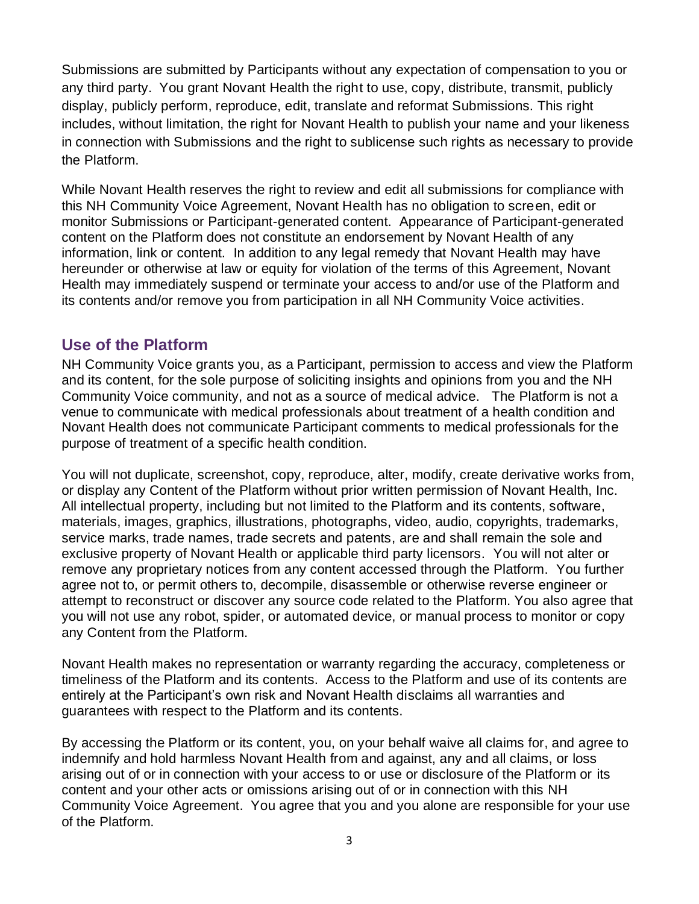Submissions are submitted by Participants without any expectation of compensation to you or any third party. You grant Novant Health the right to use, copy, distribute, transmit, publicly display, publicly perform, reproduce, edit, translate and reformat Submissions. This right includes, without limitation, the right for Novant Health to publish your name and your likeness in connection with Submissions and the right to sublicense such rights as necessary to provide the Platform.

While Novant Health reserves the right to review and edit all submissions for compliance with this NH Community Voice Agreement, Novant Health has no obligation to screen, edit or monitor Submissions or Participant-generated content. Appearance of Participant-generated content on the Platform does not constitute an endorsement by Novant Health of any information, link or content. In addition to any legal remedy that Novant Health may have hereunder or otherwise at law or equity for violation of the terms of this Agreement, Novant Health may immediately suspend or terminate your access to and/or use of the Platform and its contents and/or remove you from participation in all NH Community Voice activities.

## Use of the Platform

NH Community Voice grants you, as a Participant, permission to access and view the Platform and its content, for the sole purpose of soliciting insights and opinions from you and the NH Community Voice community, and not as a source of medical advice. The Platform is not a venue to communicate with medical professionals about treatment of a health condition and Novant Health does not communicate Participant comments to medical professionals for the purpose of treatment of a specific health condition.

You will not duplicate, screenshot, copy, reproduce, alter, modify, create derivative works from, or display any Content of the Platform without prior written permission of Novant Health, Inc. All intellectual property, including but not limited to the Platform and its contents, software, materials, images, graphics, illustrations, photographs, video, audio, copyrights, trademarks, service marks, trade names, trade secrets and patents, are and shall remain the sole and exclusive property of Novant Health or applicable third party licensors. You will not alter or remove any proprietary notices from any content accessed through the Platform. You further agree not to, or permit others to, decompile, disassemble or otherwise reverse engineer or attempt to reconstruct or discover any source code related to the Platform. You also agree that you will not use any robot, spider, or automated device, or manual process to monitor or copy any Content from the Platform.

Novant Health makes no representation or warranty regarding the accuracy, completeness or timeliness of the Platform and its contents. Access to the Platform and use of its contents are entirely at the Participant's own risk and Novant Health disclaims all warranties and guarantees with respect to the Platform and its contents.

By accessing the Platform or its content, you, on your behalf waive all claims for, and agree to indemnify and hold harmless Novant Health from and against, any and all claims, or loss arising out of or in connection with your access to or use or disclosure of the Platform or its content and your other acts or omissions arising out of or in connection with this NH Community Voice Agreement. You agree that you and you alone are responsible for your use of the Platform.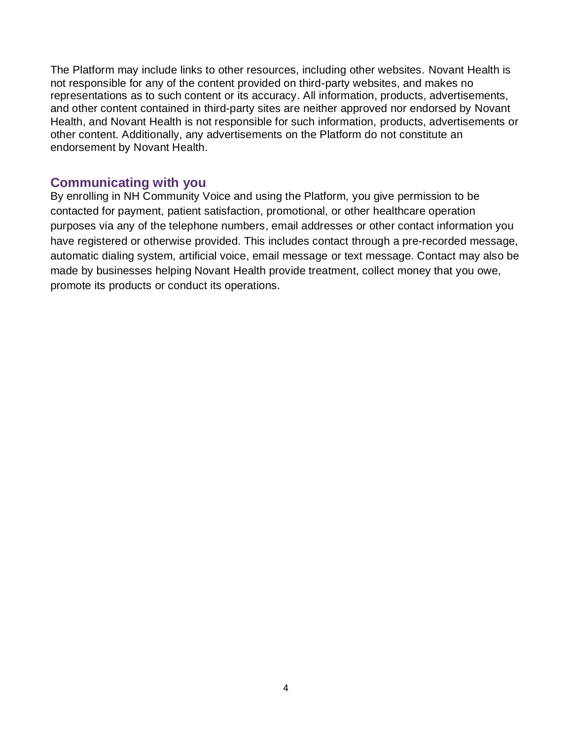The Platform may include links to other resources, including other websites. Novant Health is not responsible for any of the content provided on third-party websites, and makes no representations as to such content or its accuracy. All information, products, advertisements, and other content contained in third-party sites are neither approved nor endorsed by Novant Health, and Novant Health is not responsible for such information, products, advertisements or other content. Additionally, any advertisements on the Platform do not constitute an endorsement by Novant Health.

## Communicating with you

By enrolling in NH Community Voice and using the Platform, you give permission to be contacted for payment, patient satisfaction, promotional, or other healthcare operation purposes via any of the telephone numbers, email addresses or other contact information you have registered or otherwise provided. This includes contact through a pre-recorded message, automatic dialing system, artificial voice, email message or text message. Contact may also be made by businesses helping Novant Health provide treatment, collect money that you owe, promote its products or conduct its operations.